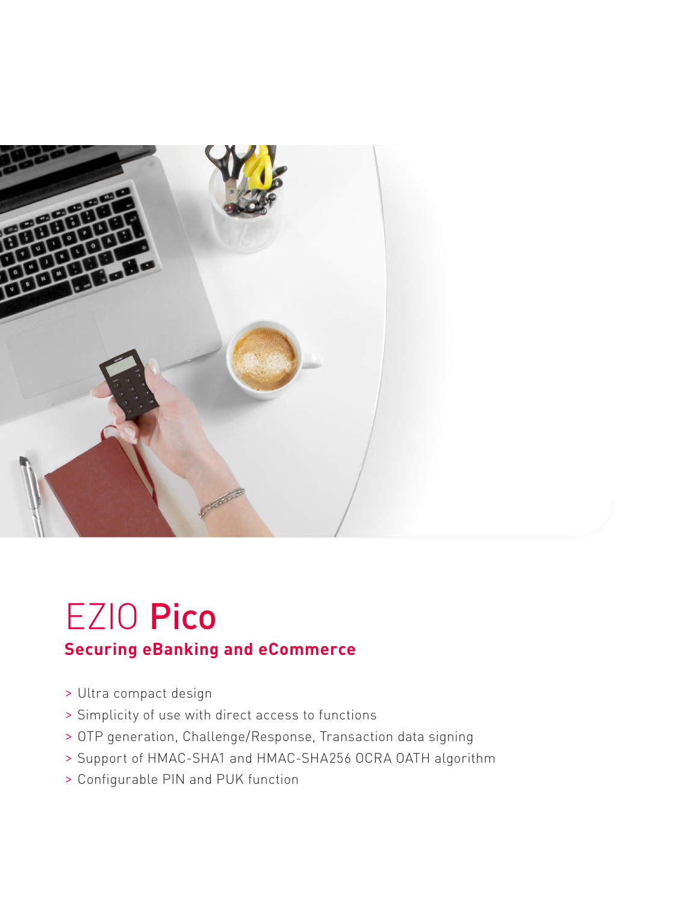# EZIO **Pico**

## Securing eBanking and eCommerce

- Ultra compact design
- Simplicity of use with direct access to functions
- OTP generation, Challenge/Response, Transaction data signing
- Support of HMAC-SHA1 and HMAC-SHA256 OCRA OATH algorithm
- Configurable PIN and PUK function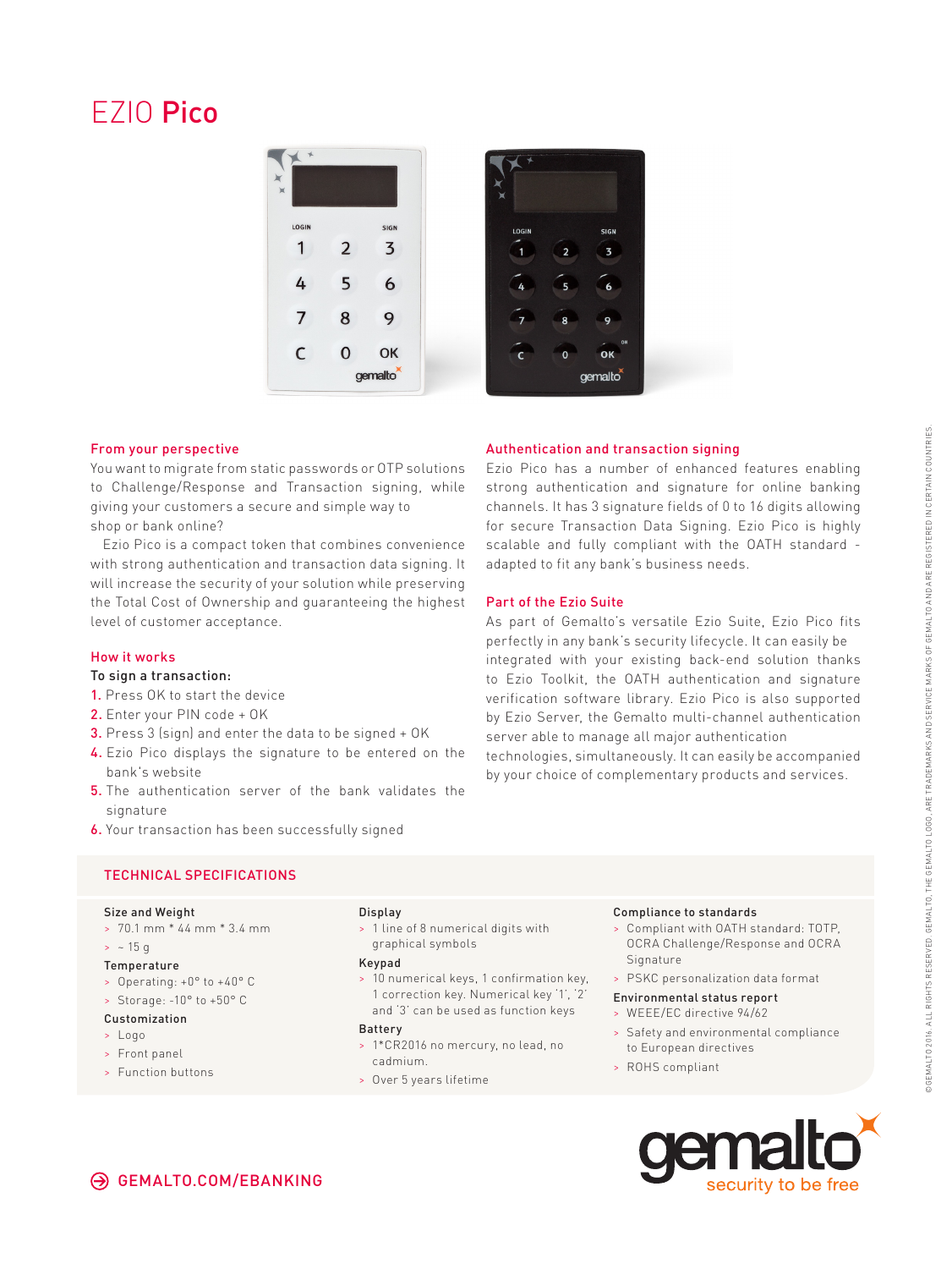# EZIO **Pico**

## From your perspective

You want to migrate from static passwords or OTP solutions to Challenge/Response and Transaction signing, while giving your customers a secure and simple way to shop or bank online?

Ezio Pico is a compact token that combines convenience with strong authentication and transaction data signing. It will increase the security of your solution while preserving the Total Cost of Ownership and guaranteeing the highest level of customer acceptance.

## How it works

**To sign a transaction:**

1. Press OK to start the device
2. Enter your PIN code + OK
3. Press 3 (sign) and enter the data to be signed + OK
4. Ezio Pico displays the signature to be entered on the bank's website
5. The authentication server of the bank validates the signature
6. Your transaction has been successfully signed

## Authentication and transaction signing

Ezio Pico has a number of enhanced features enabling strong authentication and signature for online banking channels. It has 3 signature fields of 0 to 16 digits allowing for secure Transaction Data Signing. Ezio Pico is highly scalable and fully compliant with the OATH standard - adapted to fit any bank's business needs.

## Part of the Ezio Suite

As part of Gemalto's versatile Ezio Suite, Ezio Pico fits perfectly in any bank's security lifecycle. It can easily be integrated with your existing back-end solution thanks to Ezio Toolkit, the OATH authentication and signature verification software library. Ezio Pico is also supported by Ezio Server, the Gemalto multi-channel authentication server able to manage all major authentication technologies, simultaneously. It can easily be accompanied by your choice of complementary products and services.

## TECHNICAL SPECIFICATIONS

**Size and Weight**
- 70.1 mm * 44 mm * 3.4 mm
- ~ 15 g

**Temperature**
- Operating: +0° to +40° C
- Storage: -10° to +50° C

**Customization**
- Logo
- Front panel
- Function buttons

**Display**
- 1 line of 8 numerical digits with graphical symbols

**Keypad**
- 10 numerical keys, 1 confirmation key, 1 correction key. Numerical key '1', '2' and '3' can be used as function keys

**Battery**
- 1*CR2016 no mercury, no lead, no cadmium.
- Over 5 years lifetime

**Compliance to standards**
- Compliant with OATH standard: TOTP, OCRA Challenge/Response and OCRA Signature
- PSKC personalization data format

**Environmental status report**
- WEEE/EC directive 94/62
- Safety and environmental compliance to European directives
- ROHS compliant

GEMALTO.COM/EBANKING

gemalto
security to be free

©GEMALTO 2016. ALL RIGHTS RESERVED. GEMALTO, THE GEMALTO LOGO, ARE TRADEMARKS AND SERVICE MARKS OF GEMALTO AND ARE REGISTERED IN CERTAIN COUNTRIES.